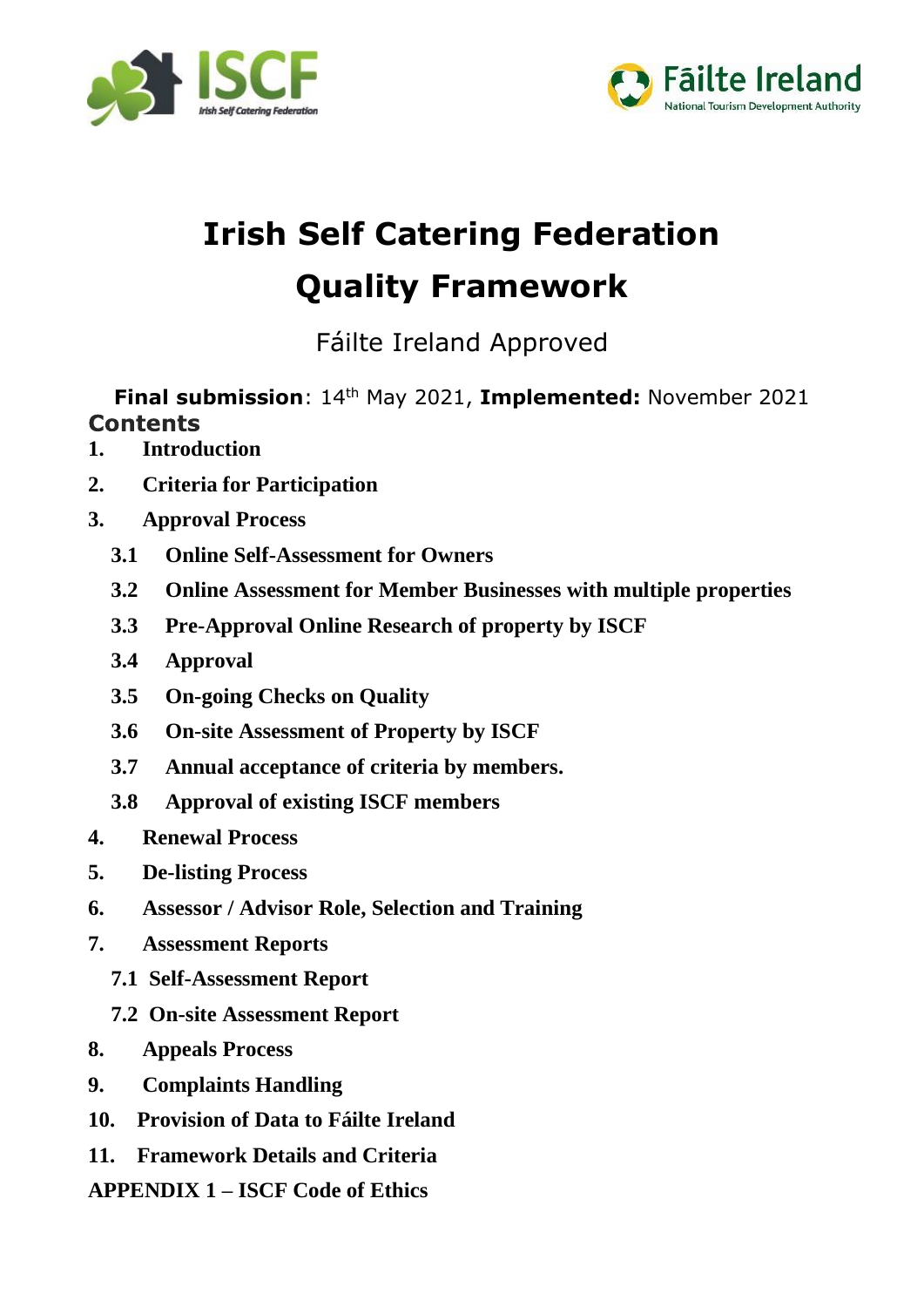# Irish Self Catering Federation

# Quality Framework

Fáilte Ireland Approved

**Final submission**: 14th May 2021, **Implemented:** November 2021

## Contents

1. **Introduction**
2. **Criteria for Participation**
3. **Approval Process**
   - **3.1 Online Self-Assessment for Owners**
   - **3.2 Online Assessment for Member Businesses with multiple properties**
   - **3.3 Pre-Approval Online Research of property by ISCF**
   - **3.4 Approval**
   - **3.5 On-going Checks on Quality**
   - **3.6 On-site Assessment of Property by ISCF**
   - **3.7 Annual acceptance of criteria by members.**
   - **3.8 Approval of existing ISCF members**
4. **Renewal Process**
5. **De-listing Process**
6. **Assessor / Advisor Role, Selection and Training**
7. **Assessment Reports**
   - **7.1 Self-Assessment Report**
   - **7.2 On-site Assessment Report**
8. **Appeals Process**
9. **Complaints Handling**
10. **Provision of Data to Fáilte Ireland**
11. **Framework Details and Criteria**

**APPENDIX 1 – ISCF Code of Ethics**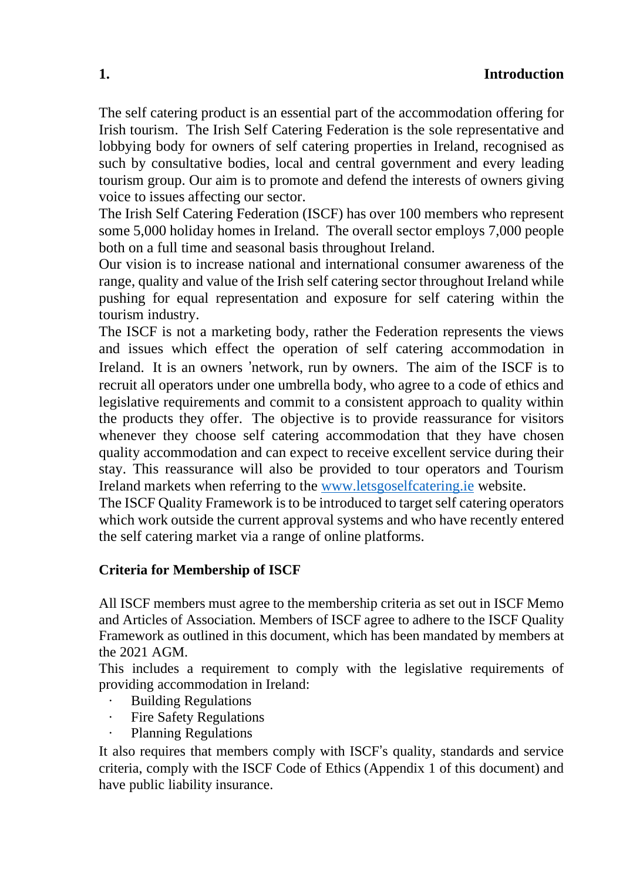## 1. Introduction

The self catering product is an essential part of the accommodation offering for Irish tourism. The Irish Self Catering Federation is the sole representative and lobbying body for owners of self catering properties in Ireland, recognised as such by consultative bodies, local and central government and every leading tourism group. Our aim is to promote and defend the interests of owners giving voice to issues affecting our sector.

The Irish Self Catering Federation (ISCF) has over 100 members who represent some 5,000 holiday homes in Ireland. The overall sector employs 7,000 people both on a full time and seasonal basis throughout Ireland.

Our vision is to increase national and international consumer awareness of the range, quality and value of the Irish self catering sector throughout Ireland while pushing for equal representation and exposure for self catering within the tourism industry.

The ISCF is not a marketing body, rather the Federation represents the views and issues which effect the operation of self catering accommodation in Ireland. It is an owners 'network, run by owners. The aim of the ISCF is to recruit all operators under one umbrella body, who agree to a code of ethics and legislative requirements and commit to a consistent approach to quality within the products they offer. The objective is to provide reassurance for visitors whenever they choose self catering accommodation that they have chosen quality accommodation and can expect to receive excellent service during their stay. This reassurance will also be provided to tour operators and Tourism Ireland markets when referring to the [www.letsgoselfcatering.ie](http://www.letsgoselfcatering.ie) website.

The ISCF Quality Framework is to be introduced to target self catering operators which work outside the current approval systems and who have recently entered the self catering market via a range of online platforms.

### Criteria for Membership of ISCF

All ISCF members must agree to the membership criteria as set out in ISCF Memo and Articles of Association. Members of ISCF agree to adhere to the ISCF Quality Framework as outlined in this document, which has been mandated by members at the 2021 AGM.

This includes a requirement to comply with the legislative requirements of providing accommodation in Ireland:

- Building Regulations
- Fire Safety Regulations
- Planning Regulations

It also requires that members comply with ISCF's quality, standards and service criteria, comply with the ISCF Code of Ethics (Appendix 1 of this document) and have public liability insurance.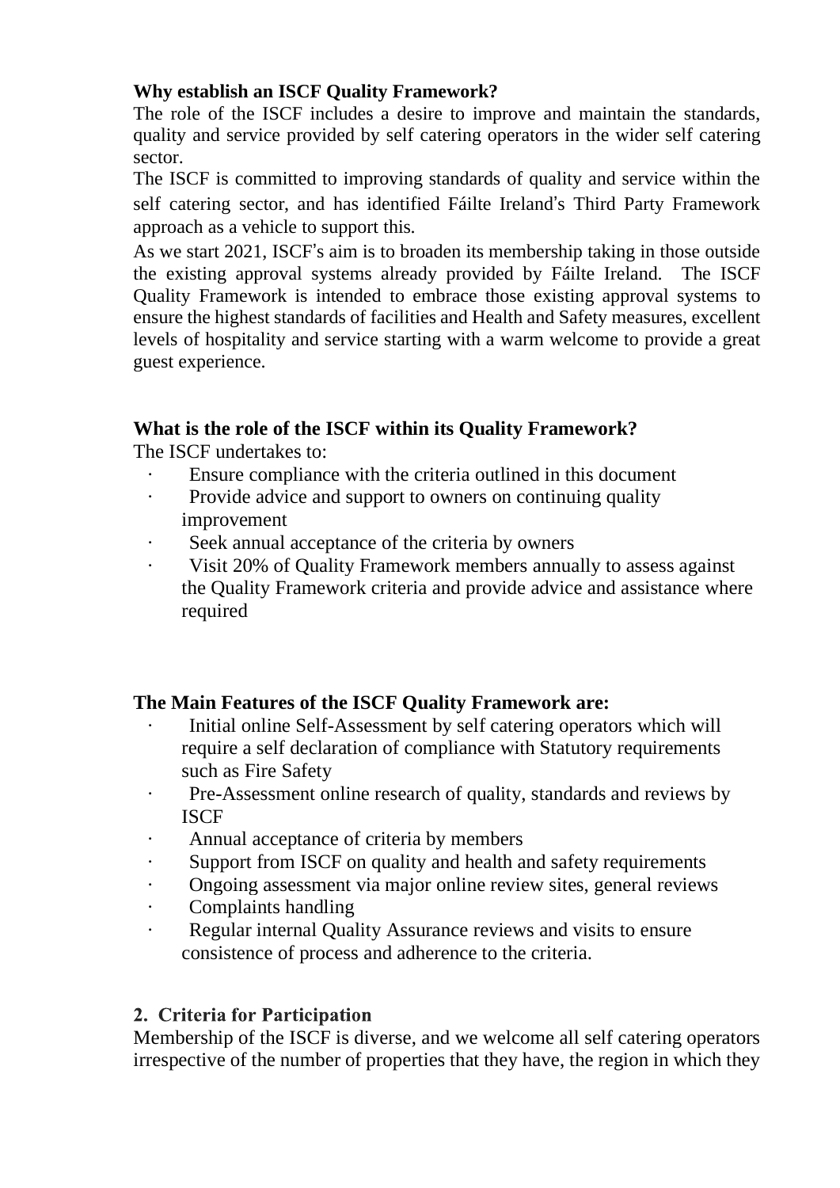**Why establish an ISCF Quality Framework?**

The role of the ISCF includes a desire to improve and maintain the standards, quality and service provided by self catering operators in the wider self catering sector.

The ISCF is committed to improving standards of quality and service within the self catering sector, and has identified Fáilte Ireland's Third Party Framework approach as a vehicle to support this.

As we start 2021, ISCF's aim is to broaden its membership taking in those outside the existing approval systems already provided by Fáilte Ireland. The ISCF Quality Framework is intended to embrace those existing approval systems to ensure the highest standards of facilities and Health and Safety measures, excellent levels of hospitality and service starting with a warm welcome to provide a great guest experience.

**What is the role of the ISCF within its Quality Framework?**

The ISCF undertakes to:

- Ensure compliance with the criteria outlined in this document
- Provide advice and support to owners on continuing quality improvement
- Seek annual acceptance of the criteria by owners
- Visit 20% of Quality Framework members annually to assess against the Quality Framework criteria and provide advice and assistance where required

**The Main Features of the ISCF Quality Framework are:**

- Initial online Self-Assessment by self catering operators which will require a self declaration of compliance with Statutory requirements such as Fire Safety
- Pre-Assessment online research of quality, standards and reviews by ISCF
- Annual acceptance of criteria by members
- Support from ISCF on quality and health and safety requirements
- Ongoing assessment via major online review sites, general reviews
- Complaints handling
- Regular internal Quality Assurance reviews and visits to ensure consistence of process and adherence to the criteria.

## 2. Criteria for Participation

Membership of the ISCF is diverse, and we welcome all self catering operators irrespective of the number of properties that they have, the region in which they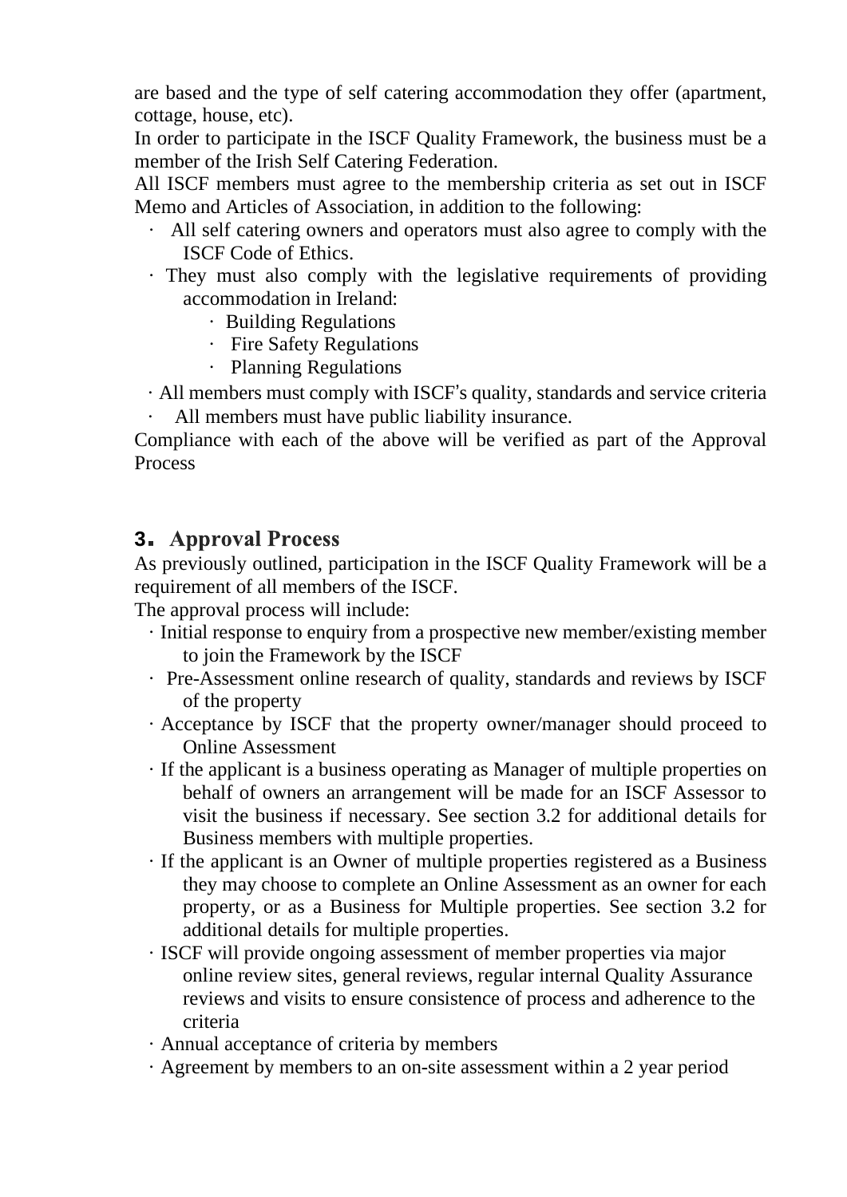are based and the type of self catering accommodation they offer (apartment, cottage, house, etc).

In order to participate in the ISCF Quality Framework, the business must be a member of the Irish Self Catering Federation.

All ISCF members must agree to the membership criteria as set out in ISCF Memo and Articles of Association, in addition to the following:

- All self catering owners and operators must also agree to comply with the ISCF Code of Ethics.
- They must also comply with the legislative requirements of providing accommodation in Ireland:
  - Building Regulations
  - Fire Safety Regulations
  - Planning Regulations
- All members must comply with ISCF's quality, standards and service criteria
- All members must have public liability insurance.

Compliance with each of the above will be verified as part of the Approval Process

## 3. Approval Process

As previously outlined, participation in the ISCF Quality Framework will be a requirement of all members of the ISCF.

The approval process will include:

- Initial response to enquiry from a prospective new member/existing member to join the Framework by the ISCF
- Pre-Assessment online research of quality, standards and reviews by ISCF of the property
- Acceptance by ISCF that the property owner/manager should proceed to Online Assessment
- If the applicant is a business operating as Manager of multiple properties on behalf of owners an arrangement will be made for an ISCF Assessor to visit the business if necessary. See section 3.2 for additional details for Business members with multiple properties.
- If the applicant is an Owner of multiple properties registered as a Business they may choose to complete an Online Assessment as an owner for each property, or as a Business for Multiple properties. See section 3.2 for additional details for multiple properties.
- ISCF will provide ongoing assessment of member properties via major online review sites, general reviews, regular internal Quality Assurance reviews and visits to ensure consistence of process and adherence to the criteria
- Annual acceptance of criteria by members
- Agreement by members to an on-site assessment within a 2 year period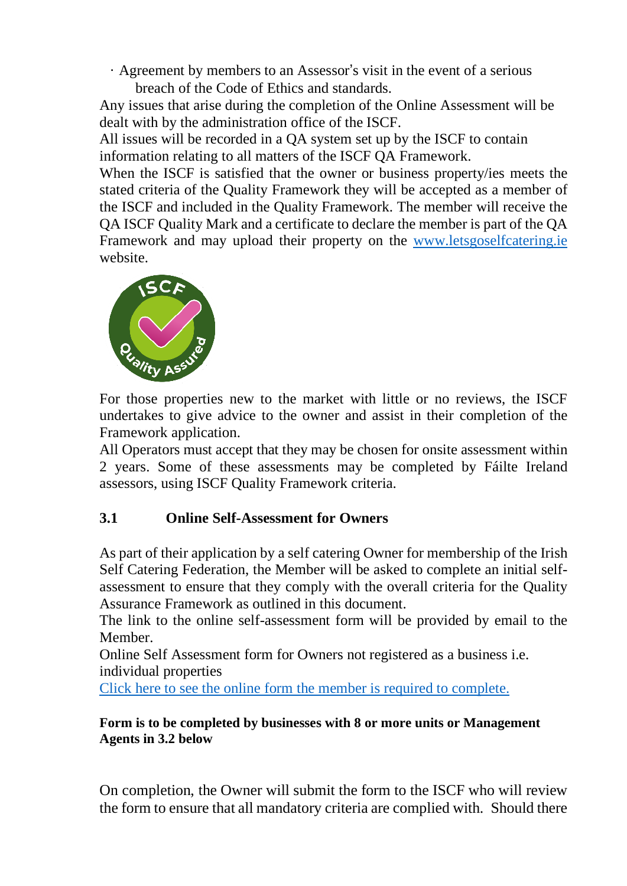- Agreement by members to an Assessor's visit in the event of a serious breach of the Code of Ethics and standards.

Any issues that arise during the completion of the Online Assessment will be dealt with by the administration office of the ISCF.

All issues will be recorded in a QA system set up by the ISCF to contain information relating to all matters of the ISCF QA Framework.

When the ISCF is satisfied that the owner or business property/ies meets the stated criteria of the Quality Framework they will be accepted as a member of the ISCF and included in the Quality Framework. The member will receive the QA ISCF Quality Mark and a certificate to declare the member is part of the QA Framework and may upload their property on the [www.letsgoselfcatering.ie](http://www.letsgoselfcatering.ie) website.

For those properties new to the market with little or no reviews, the ISCF undertakes to give advice to the owner and assist in their completion of the Framework application.

All Operators must accept that they may be chosen for onsite assessment within 2 years. Some of these assessments may be completed by Fáilte Ireland assessors, using ISCF Quality Framework criteria.

### 3.1 Online Self-Assessment for Owners

As part of their application by a self catering Owner for membership of the Irish Self Catering Federation, the Member will be asked to complete an initial self-assessment to ensure that they comply with the overall criteria for the Quality Assurance Framework as outlined in this document.

The link to the online self-assessment form will be provided by email to the Member.

Online Self Assessment form for Owners not registered as a business i.e. individual properties

Click here to see the online form the member is required to complete.

**Form is to be completed by businesses with 8 or more units or Management Agents in 3.2 below**

On completion, the Owner will submit the form to the ISCF who will review the form to ensure that all mandatory criteria are complied with. Should there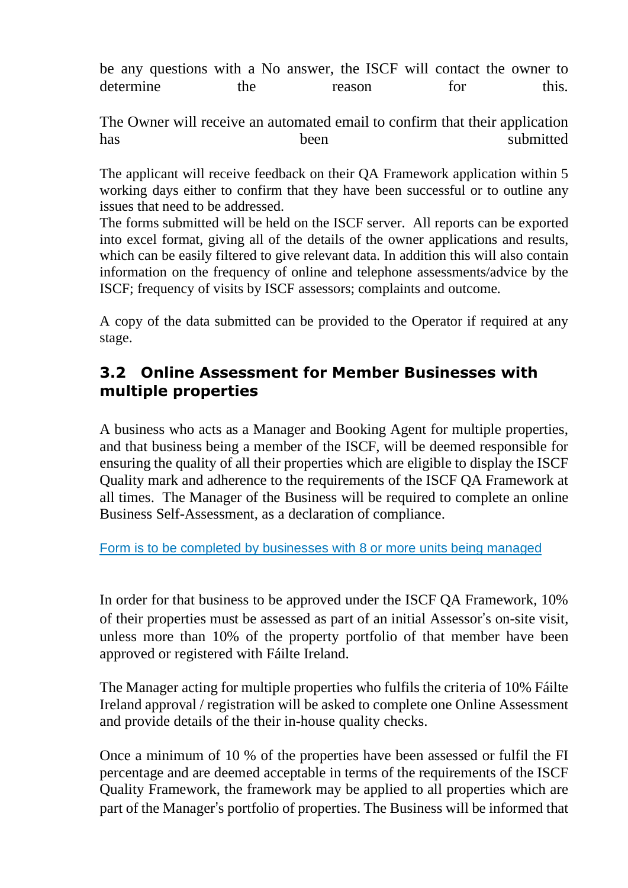be any questions with a No answer, the ISCF will contact the owner to determine the reason for this.

The Owner will receive an automated email to confirm that their application has been submitted

The applicant will receive feedback on their QA Framework application within 5 working days either to confirm that they have been successful or to outline any issues that need to be addressed.
The forms submitted will be held on the ISCF server. All reports can be exported into excel format, giving all of the details of the owner applications and results, which can be easily filtered to give relevant data. In addition this will also contain information on the frequency of online and telephone assessments/advice by the ISCF; frequency of visits by ISCF assessors; complaints and outcome.

A copy of the data submitted can be provided to the Operator if required at any stage.

## 3.2 Online Assessment for Member Businesses with multiple properties

A business who acts as a Manager and Booking Agent for multiple properties, and that business being a member of the ISCF, will be deemed responsible for ensuring the quality of all their properties which are eligible to display the ISCF Quality mark and adherence to the requirements of the ISCF QA Framework at all times. The Manager of the Business will be required to complete an online Business Self-Assessment, as a declaration of compliance.

Form is to be completed by businesses with 8 or more units being managed

In order for that business to be approved under the ISCF QA Framework, 10% of their properties must be assessed as part of an initial Assessor's on-site visit, unless more than 10% of the property portfolio of that member have been approved or registered with Fáilte Ireland.

The Manager acting for multiple properties who fulfils the criteria of 10% Fáilte Ireland approval / registration will be asked to complete one Online Assessment and provide details of the their in-house quality checks.

Once a minimum of 10 % of the properties have been assessed or fulfil the FI percentage and are deemed acceptable in terms of the requirements of the ISCF Quality Framework, the framework may be applied to all properties which are part of the Manager's portfolio of properties. The Business will be informed that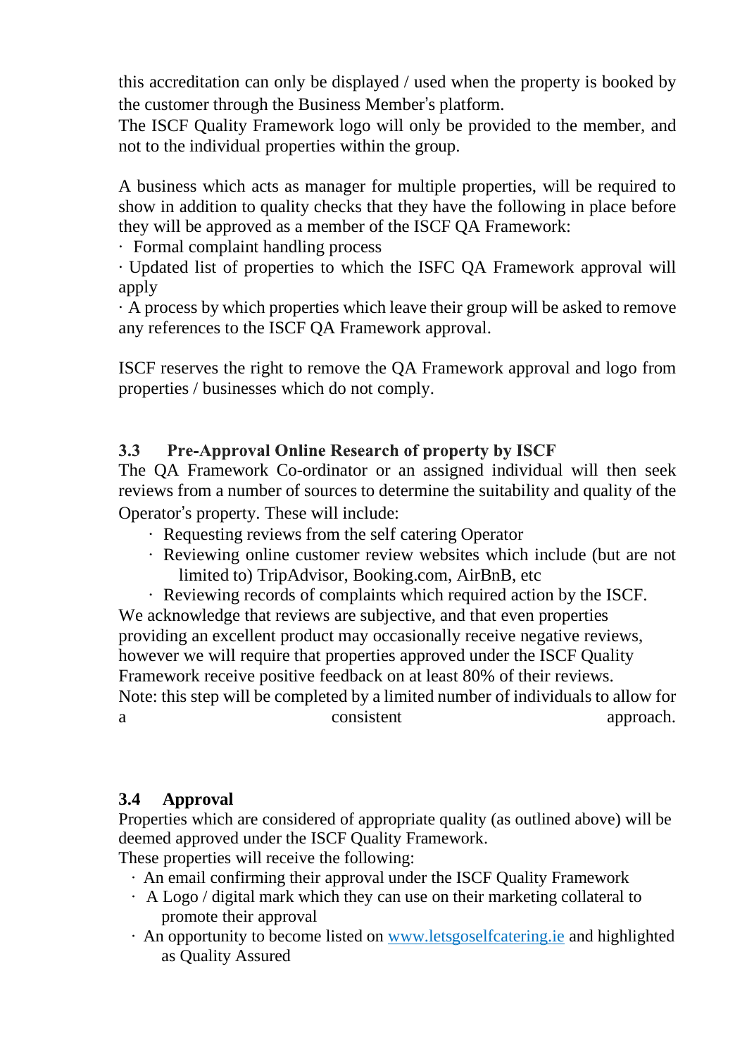this accreditation can only be displayed / used when the property is booked by the customer through the Business Member's platform.
The ISCF Quality Framework logo will only be provided to the member, and not to the individual properties within the group.

A business which acts as manager for multiple properties, will be required to show in addition to quality checks that they have the following in place before they will be approved as a member of the ISCF QA Framework:

- Formal complaint handling process
- Updated list of properties to which the ISFC QA Framework approval will apply
- A process by which properties which leave their group will be asked to remove any references to the ISCF QA Framework approval.

ISCF reserves the right to remove the QA Framework approval and logo from properties / businesses which do not comply.

### 3.3 Pre-Approval Online Research of property by ISCF

The QA Framework Co-ordinator or an assigned individual will then seek reviews from a number of sources to determine the suitability and quality of the Operator's property. These will include:

- Requesting reviews from the self catering Operator
- Reviewing online customer review websites which include (but are not limited to) TripAdvisor, Booking.com, AirBnB, etc
- Reviewing records of complaints which required action by the ISCF.

We acknowledge that reviews are subjective, and that even properties providing an excellent product may occasionally receive negative reviews, however we will require that properties approved under the ISCF Quality Framework receive positive feedback on at least 80% of their reviews.
Note: this step will be completed by a limited number of individuals to allow for a consistent approach.

### 3.4 Approval

Properties which are considered of appropriate quality (as outlined above) will be deemed approved under the ISCF Quality Framework.
These properties will receive the following:

- An email confirming their approval under the ISCF Quality Framework
- A Logo / digital mark which they can use on their marketing collateral to promote their approval
- An opportunity to become listed on [www.letsgoselfcatering.ie](http://www.letsgoselfcatering.ie) and highlighted as Quality Assured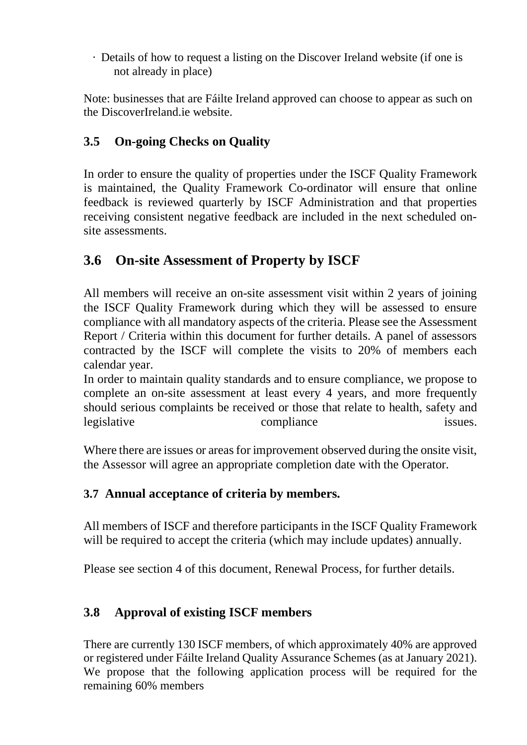- Details of how to request a listing on the Discover Ireland website (if one is not already in place)

Note: businesses that are Fáilte Ireland approved can choose to appear as such on the DiscoverIreland.ie website.

### 3.5 On-going Checks on Quality

In order to ensure the quality of properties under the ISCF Quality Framework is maintained, the Quality Framework Co-ordinator will ensure that online feedback is reviewed quarterly by ISCF Administration and that properties receiving consistent negative feedback are included in the next scheduled on-site assessments.

## 3.6 On-site Assessment of Property by ISCF

All members will receive an on-site assessment visit within 2 years of joining the ISCF Quality Framework during which they will be assessed to ensure compliance with all mandatory aspects of the criteria. Please see the Assessment Report / Criteria within this document for further details. A panel of assessors contracted by the ISCF will complete the visits to 20% of members each calendar year.

In order to maintain quality standards and to ensure compliance, we propose to complete an on-site assessment at least every 4 years, and more frequently should serious complaints be received or those that relate to health, safety and legislative compliance issues.

Where there are issues or areas for improvement observed during the onsite visit, the Assessor will agree an appropriate completion date with the Operator.

### 3.7 Annual acceptance of criteria by members.

All members of ISCF and therefore participants in the ISCF Quality Framework will be required to accept the criteria (which may include updates) annually.

Please see section 4 of this document, Renewal Process, for further details.

### 3.8 Approval of existing ISCF members

There are currently 130 ISCF members, of which approximately 40% are approved or registered under Fáilte Ireland Quality Assurance Schemes (as at January 2021). We propose that the following application process will be required for the remaining 60% members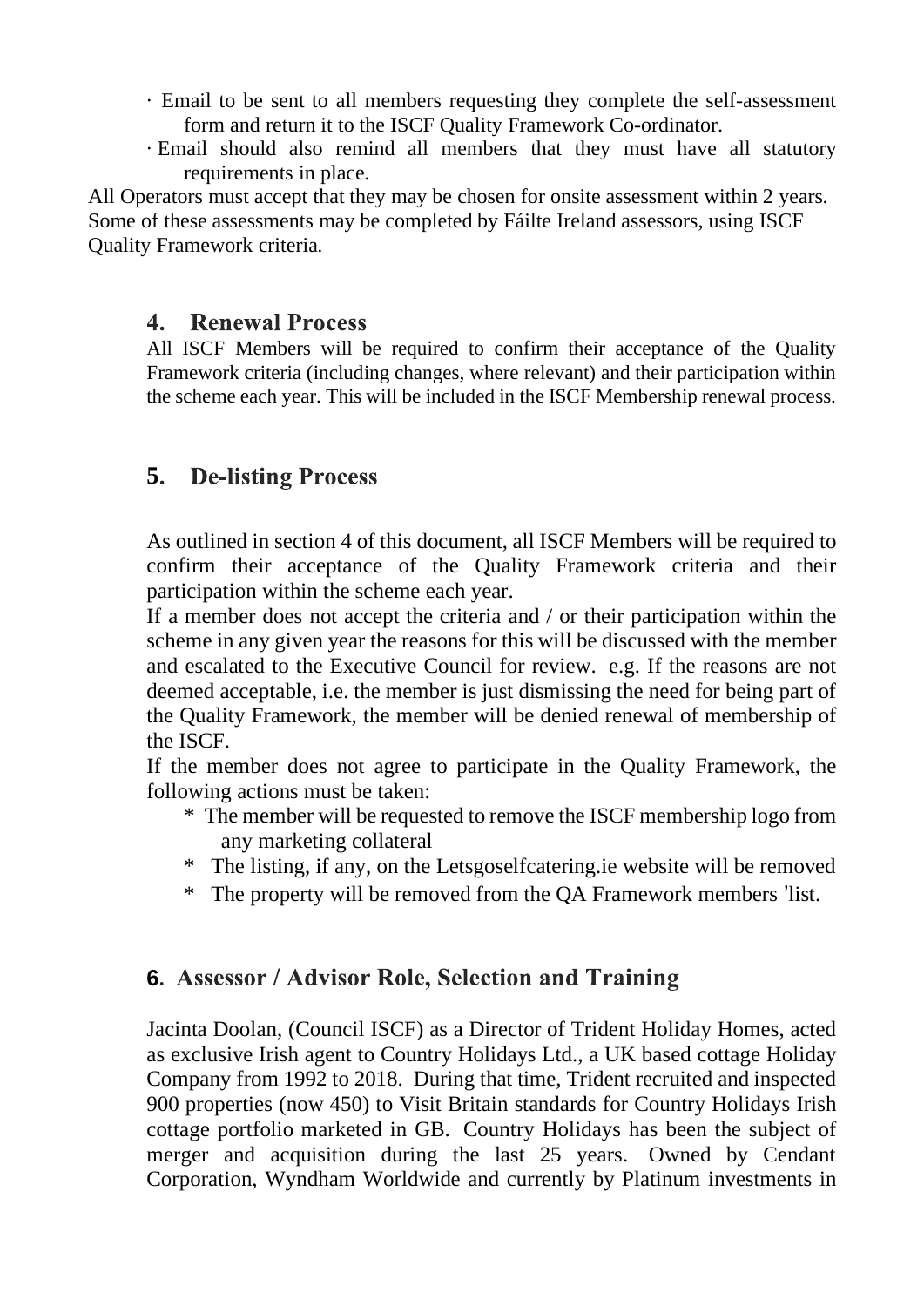- · Email to be sent to all members requesting they complete the self-assessment form and return it to the ISCF Quality Framework Co-ordinator.
- · Email should also remind all members that they must have all statutory requirements in place.

All Operators must accept that they may be chosen for onsite assessment within 2 years. Some of these assessments may be completed by Fáilte Ireland assessors, using ISCF Quality Framework criteria.

## 4. Renewal Process

All ISCF Members will be required to confirm their acceptance of the Quality Framework criteria (including changes, where relevant) and their participation within the scheme each year. This will be included in the ISCF Membership renewal process.

## 5. De-listing Process

As outlined in section 4 of this document, all ISCF Members will be required to confirm their acceptance of the Quality Framework criteria and their participation within the scheme each year.

If a member does not accept the criteria and / or their participation within the scheme in any given year the reasons for this will be discussed with the member and escalated to the Executive Council for review. e.g. If the reasons are not deemed acceptable, i.e. the member is just dismissing the need for being part of the Quality Framework, the member will be denied renewal of membership of the ISCF.

If the member does not agree to participate in the Quality Framework, the following actions must be taken:

- * The member will be requested to remove the ISCF membership logo from any marketing collateral
- * The listing, if any, on the Letsgoselfcatering.ie website will be removed
- * The property will be removed from the QA Framework members 'list.

## 6. Assessor / Advisor Role, Selection and Training

Jacinta Doolan, (Council ISCF) as a Director of Trident Holiday Homes, acted as exclusive Irish agent to Country Holidays Ltd., a UK based cottage Holiday Company from 1992 to 2018. During that time, Trident recruited and inspected 900 properties (now 450) to Visit Britain standards for Country Holidays Irish cottage portfolio marketed in GB. Country Holidays has been the subject of merger and acquisition during the last 25 years. Owned by Cendant Corporation, Wyndham Worldwide and currently by Platinum investments in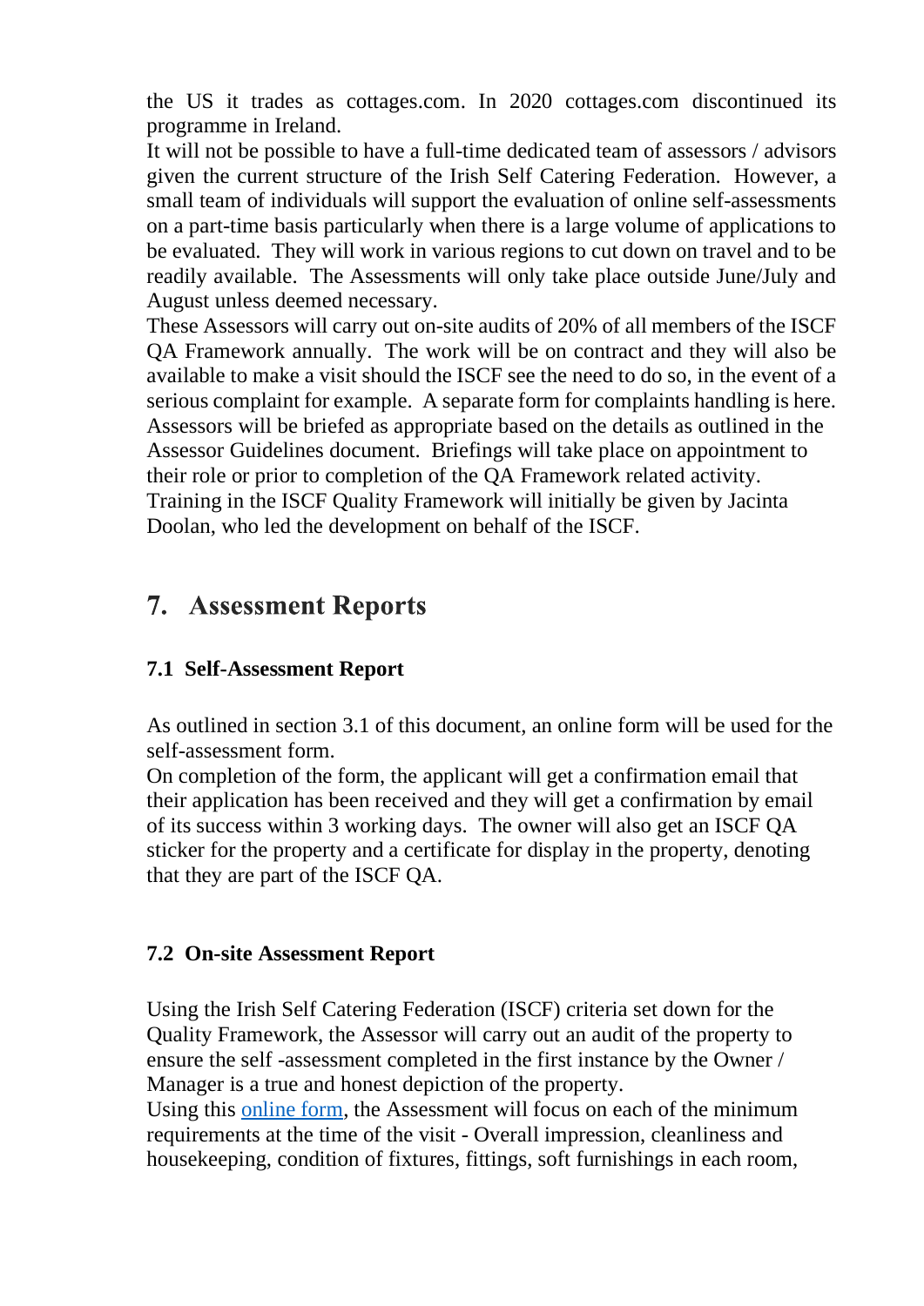the US it trades as cottages.com. In 2020 cottages.com discontinued its programme in Ireland.

It will not be possible to have a full-time dedicated team of assessors / advisors given the current structure of the Irish Self Catering Federation. However, a small team of individuals will support the evaluation of online self-assessments on a part-time basis particularly when there is a large volume of applications to be evaluated. They will work in various regions to cut down on travel and to be readily available. The Assessments will only take place outside June/July and August unless deemed necessary.

These Assessors will carry out on-site audits of 20% of all members of the ISCF QA Framework annually. The work will be on contract and they will also be available to make a visit should the ISCF see the need to do so, in the event of a serious complaint for example. A separate form for complaints handling is here.

Assessors will be briefed as appropriate based on the details as outlined in the Assessor Guidelines document. Briefings will take place on appointment to their role or prior to completion of the QA Framework related activity.

Training in the ISCF Quality Framework will initially be given by Jacinta Doolan, who led the development on behalf of the ISCF.

## 7. Assessment Reports

### 7.1 Self-Assessment Report

As outlined in section 3.1 of this document, an online form will be used for the self-assessment form.

On completion of the form, the applicant will get a confirmation email that their application has been received and they will get a confirmation by email of its success within 3 working days. The owner will also get an ISCF QA sticker for the property and a certificate for display in the property, denoting that they are part of the ISCF QA.

### 7.2 On-site Assessment Report

Using the Irish Self Catering Federation (ISCF) criteria set down for the Quality Framework, the Assessor will carry out an audit of the property to ensure the self -assessment completed in the first instance by the Owner / Manager is a true and honest depiction of the property.

Using this online form, the Assessment will focus on each of the minimum requirements at the time of the visit - Overall impression, cleanliness and housekeeping, condition of fixtures, fittings, soft furnishings in each room,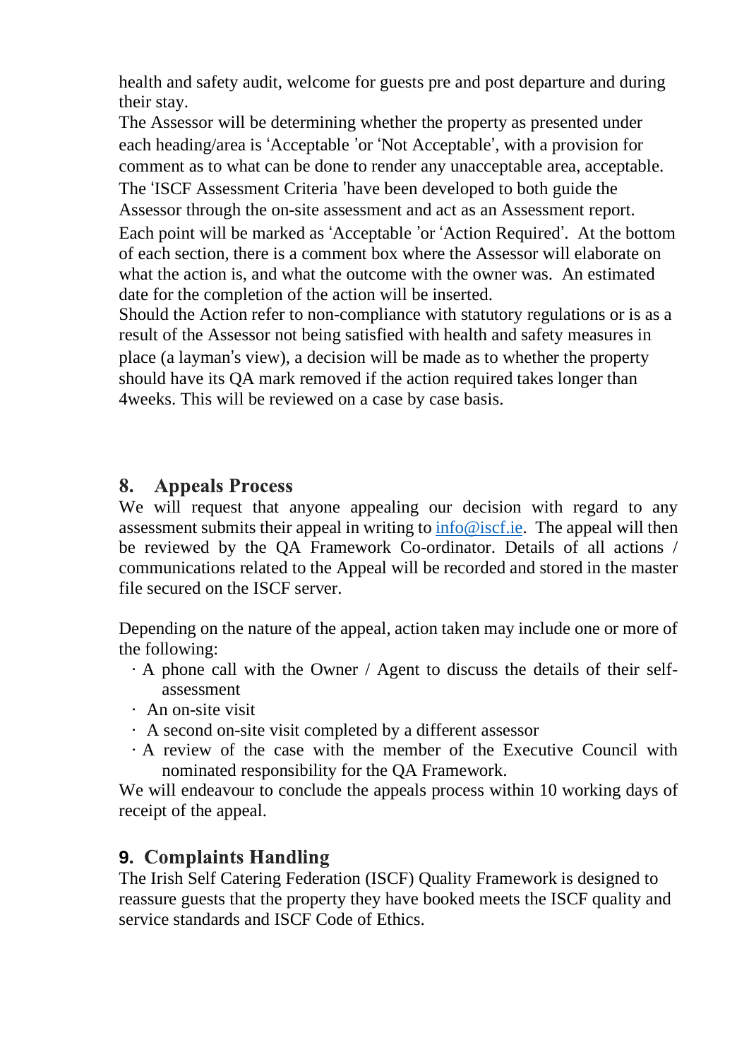health and safety audit, welcome for guests pre and post departure and during their stay.

The Assessor will be determining whether the property as presented under each heading/area is 'Acceptable 'or 'Not Acceptable', with a provision for comment as to what can be done to render any unacceptable area, acceptable.

The 'ISCF Assessment Criteria 'have been developed to both guide the Assessor through the on-site assessment and act as an Assessment report.

Each point will be marked as 'Acceptable 'or 'Action Required'. At the bottom of each section, there is a comment box where the Assessor will elaborate on what the action is, and what the outcome with the owner was. An estimated date for the completion of the action will be inserted.

Should the Action refer to non-compliance with statutory regulations or is as a result of the Assessor not being satisfied with health and safety measures in place (a layman's view), a decision will be made as to whether the property should have its QA mark removed if the action required takes longer than 4weeks. This will be reviewed on a case by case basis.

## 8. Appeals Process

We will request that anyone appealing our decision with regard to any assessment submits their appeal in writing to info@iscf.ie. The appeal will then be reviewed by the QA Framework Co-ordinator. Details of all actions / communications related to the Appeal will be recorded and stored in the master file secured on the ISCF server.

Depending on the nature of the appeal, action taken may include one or more of the following:

- A phone call with the Owner / Agent to discuss the details of their self-assessment
- An on-site visit
- A second on-site visit completed by a different assessor
- A review of the case with the member of the Executive Council with nominated responsibility for the QA Framework.

We will endeavour to conclude the appeals process within 10 working days of receipt of the appeal.

## 9. Complaints Handling

The Irish Self Catering Federation (ISCF) Quality Framework is designed to reassure guests that the property they have booked meets the ISCF quality and service standards and ISCF Code of Ethics.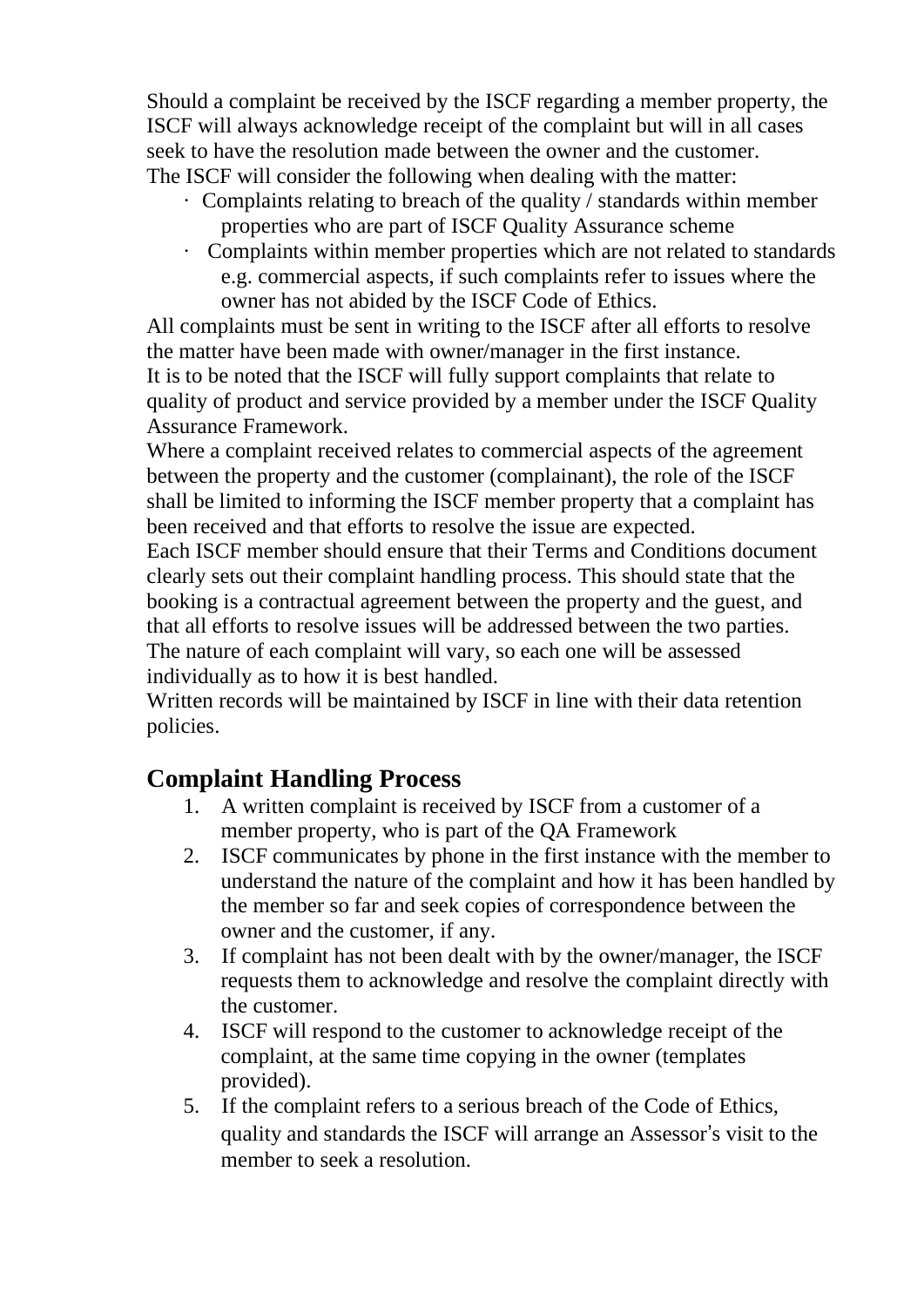Should a complaint be received by the ISCF regarding a member property, the ISCF will always acknowledge receipt of the complaint but will in all cases seek to have the resolution made between the owner and the customer.
The ISCF will consider the following when dealing with the matter:

- Complaints relating to breach of the quality / standards within member properties who are part of ISCF Quality Assurance scheme
- Complaints within member properties which are not related to standards e.g. commercial aspects, if such complaints refer to issues where the owner has not abided by the ISCF Code of Ethics.

All complaints must be sent in writing to the ISCF after all efforts to resolve the matter have been made with owner/manager in the first instance.
It is to be noted that the ISCF will fully support complaints that relate to quality of product and service provided by a member under the ISCF Quality Assurance Framework.
Where a complaint received relates to commercial aspects of the agreement between the property and the customer (complainant), the role of the ISCF shall be limited to informing the ISCF member property that a complaint has been received and that efforts to resolve the issue are expected.
Each ISCF member should ensure that their Terms and Conditions document clearly sets out their complaint handling process. This should state that the booking is a contractual agreement between the property and the guest, and that all efforts to resolve issues will be addressed between the two parties.
The nature of each complaint will vary, so each one will be assessed individually as to how it is best handled.
Written records will be maintained by ISCF in line with their data retention policies.

## Complaint Handling Process

1. A written complaint is received by ISCF from a customer of a member property, who is part of the QA Framework
2. ISCF communicates by phone in the first instance with the member to understand the nature of the complaint and how it has been handled by the member so far and seek copies of correspondence between the owner and the customer, if any.
3. If complaint has not been dealt with by the owner/manager, the ISCF requests them to acknowledge and resolve the complaint directly with the customer.
4. ISCF will respond to the customer to acknowledge receipt of the complaint, at the same time copying in the owner (templates provided).
5. If the complaint refers to a serious breach of the Code of Ethics, quality and standards the ISCF will arrange an Assessor's visit to the member to seek a resolution.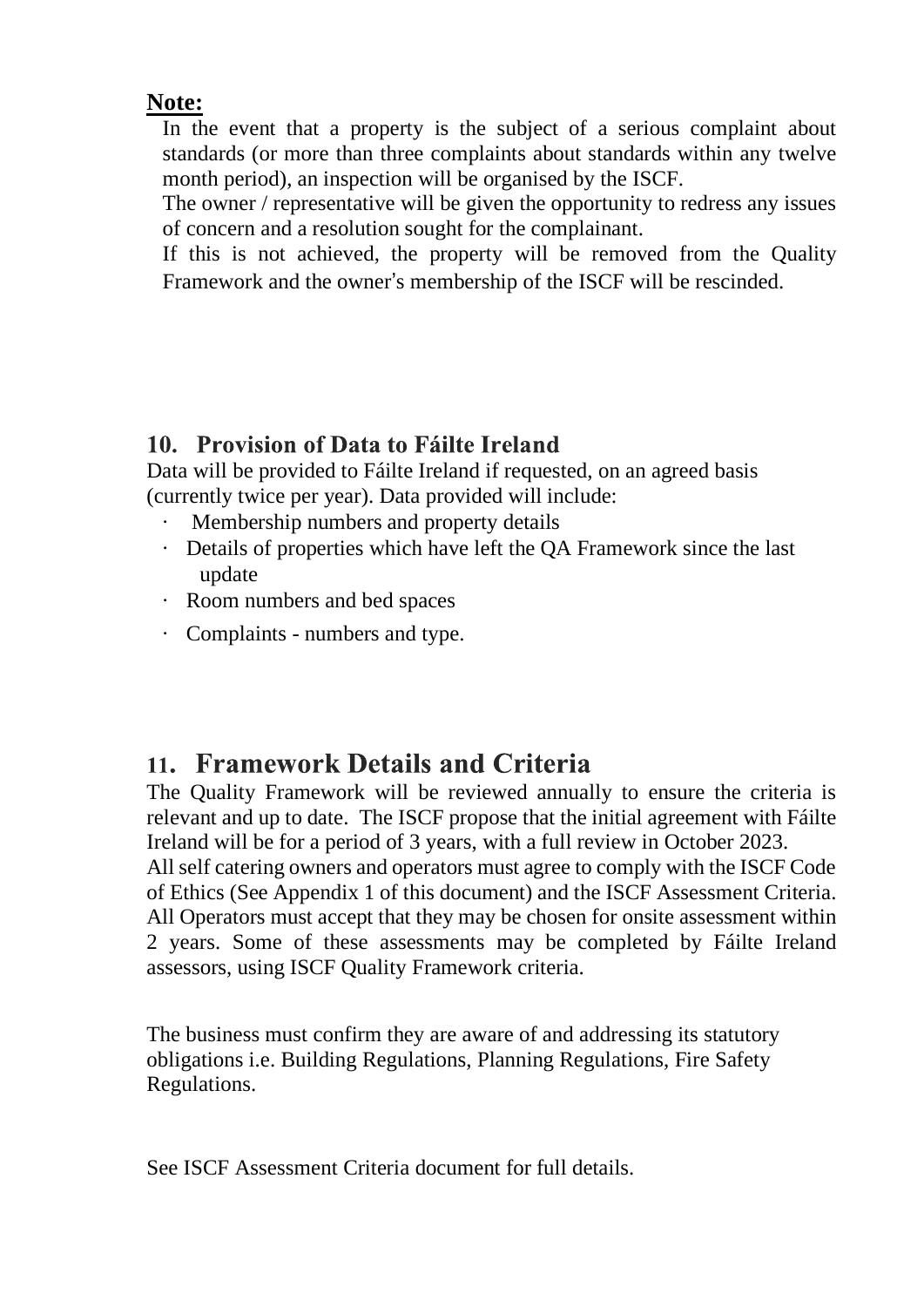**Note:**

In the event that a property is the subject of a serious complaint about standards (or more than three complaints about standards within any twelve month period), an inspection will be organised by the ISCF.

The owner / representative will be given the opportunity to redress any issues of concern and a resolution sought for the complainant.

If this is not achieved, the property will be removed from the Quality Framework and the owner's membership of the ISCF will be rescinded.

## 10. Provision of Data to Fáilte Ireland

Data will be provided to Fáilte Ireland if requested, on an agreed basis (currently twice per year). Data provided will include:

- Membership numbers and property details
- Details of properties which have left the QA Framework since the last update
- Room numbers and bed spaces
- Complaints - numbers and type.

## 11. Framework Details and Criteria

The Quality Framework will be reviewed annually to ensure the criteria is relevant and up to date. The ISCF propose that the initial agreement with Fáilte Ireland will be for a period of 3 years, with a full review in October 2023.

All self catering owners and operators must agree to comply with the ISCF Code of Ethics (See Appendix 1 of this document) and the ISCF Assessment Criteria. All Operators must accept that they may be chosen for onsite assessment within 2 years. Some of these assessments may be completed by Fáilte Ireland assessors, using ISCF Quality Framework criteria.

The business must confirm they are aware of and addressing its statutory obligations i.e. Building Regulations, Planning Regulations, Fire Safety Regulations.

See ISCF Assessment Criteria document for full details.